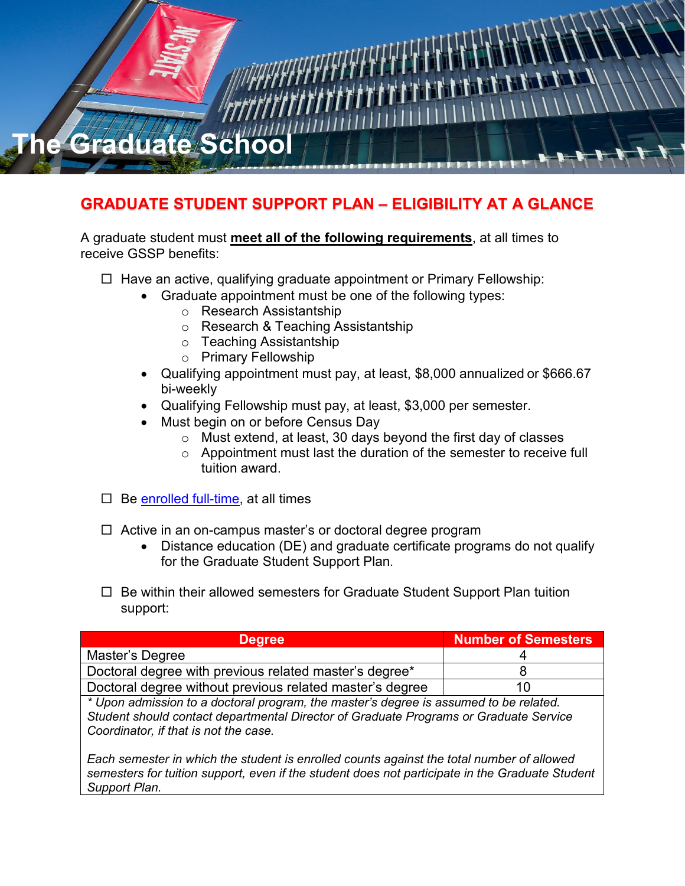# The Graduate School

## GRADUATE STUDENT SUPPORT PLAN – ELIGIBILITY AT A GLANCE

A graduate student must **meet all of the following requirements**, at all times to receive GSSP benefits:

- ☐ Have an active, qualifying graduate appointment or Primary Fellowship:
  - Graduate appointment must be one of the following types:
    - Research Assistantship
    - Research & Teaching Assistantship
    - Teaching Assistantship
    - Primary Fellowship
  - Qualifying appointment must pay, at least, $8,000 annualized or $666.67 bi-weekly
  - Qualifying Fellowship must pay, at least, $3,000 per semester.
  - Must begin on or before Census Day
    - Must extend, at least, 30 days beyond the first day of classes
    - Appointment must last the duration of the semester to receive full tuition award.

- ☐ Be enrolled full-time, at all times

- ☐ Active in an on-campus master's or doctoral degree program
  - Distance education (DE) and graduate certificate programs do not qualify for the Graduate Student Support Plan.

- ☐ Be within their allowed semesters for Graduate Student Support Plan tuition support:

| Degree | Number of Semesters |
|---|---|
| Master's Degree | 4 |
| Doctoral degree with previous related master's degree* | 8 |
| Doctoral degree without previous related master's degree | 10 |

*\* Upon admission to a doctoral program, the master's degree is assumed to be related. Student should contact departmental Director of Graduate Programs or Graduate Service Coordinator, if that is not the case.*

*Each semester in which the student is enrolled counts against the total number of allowed semesters for tuition support, even if the student does not participate in the Graduate Student Support Plan.*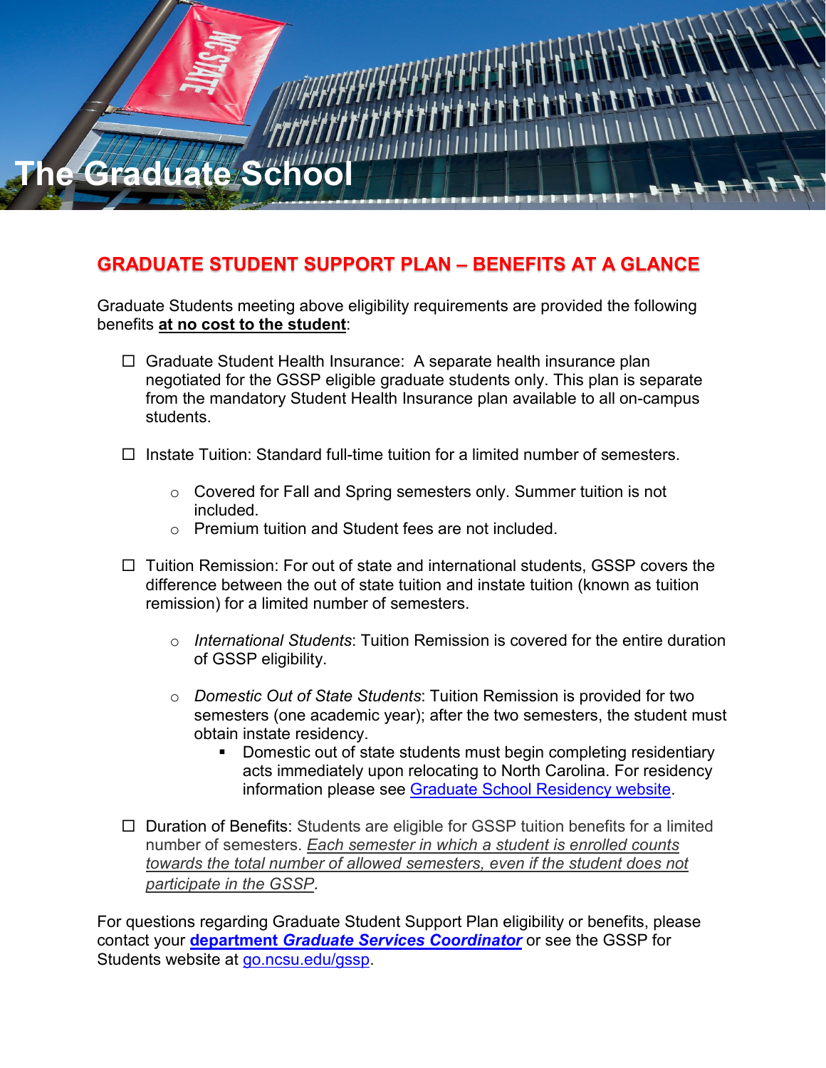# The Graduate School

## GRADUATE STUDENT SUPPORT PLAN – BENEFITS AT A GLANCE

Graduate Students meeting above eligibility requirements are provided the following benefits **at no cost to the student**:

- ☐ Graduate Student Health Insurance: A separate health insurance plan negotiated for the GSSP eligible graduate students only. This plan is separate from the mandatory Student Health Insurance plan available to all on-campus students.

- ☐ Instate Tuition: Standard full-time tuition for a limited number of semesters.
  - Covered for Fall and Spring semesters only. Summer tuition is not included.
  - Premium tuition and Student fees are not included.

- ☐ Tuition Remission: For out of state and international students, GSSP covers the difference between the out of state tuition and instate tuition (known as tuition remission) for a limited number of semesters.
  - *International Students*: Tuition Remission is covered for the entire duration of GSSP eligibility.
  - *Domestic Out of State Students*: Tuition Remission is provided for two semesters (one academic year); after the two semesters, the student must obtain instate residency.
    - Domestic out of state students must begin completing residentiary acts immediately upon relocating to North Carolina. For residency information please see Graduate School Residency website.

- ☐ Duration of Benefits: Students are eligible for GSSP tuition benefits for a limited number of semesters. *Each semester in which a student is enrolled counts towards the total number of allowed semesters, even if the student does not participate in the GSSP*.

For questions regarding Graduate Student Support Plan eligibility or benefits, please contact your **department *Graduate Services Coordinator*** or see the GSSP for Students website at go.ncsu.edu/gssp.